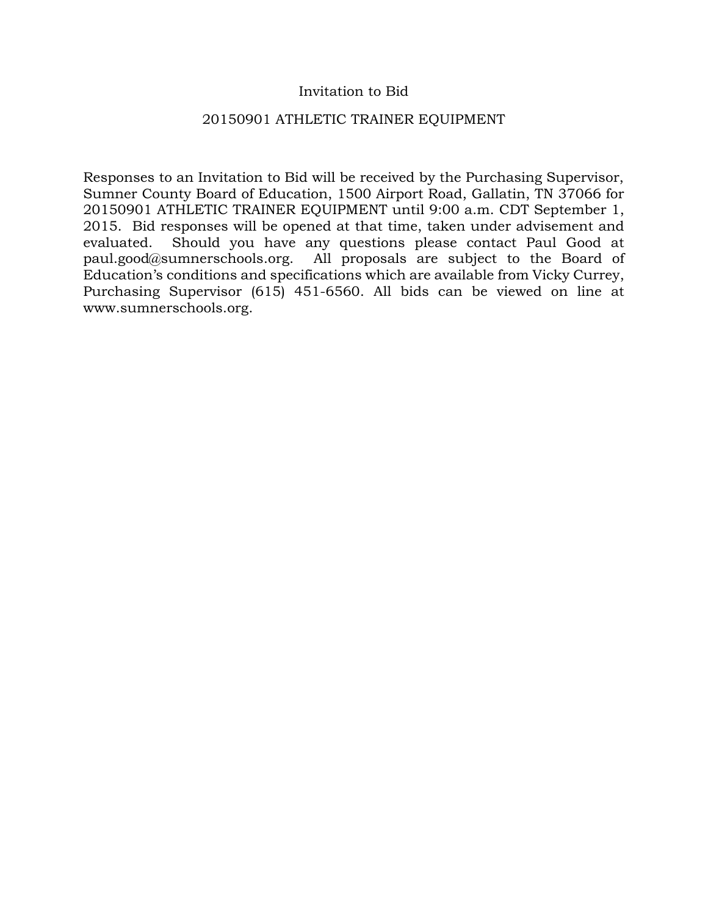# Invitation to Bid

## 20150901 ATHLETIC TRAINER EQUIPMENT

Responses to an Invitation to Bid will be received by the Purchasing Supervisor, Sumner County Board of Education, 1500 Airport Road, Gallatin, TN 37066 for 20150901 ATHLETIC TRAINER EQUIPMENT until 9:00 a.m. CDT September 1, 2015. Bid responses will be opened at that time, taken under advisement and evaluated. Should you have any questions please contact Paul Good at paul.good@sumnerschools.org. All proposals are subject to the Board of Education's conditions and specifications which are available from Vicky Currey, Purchasing Supervisor (615) 451-6560. All bids can be viewed on line at www.sumnerschools.org.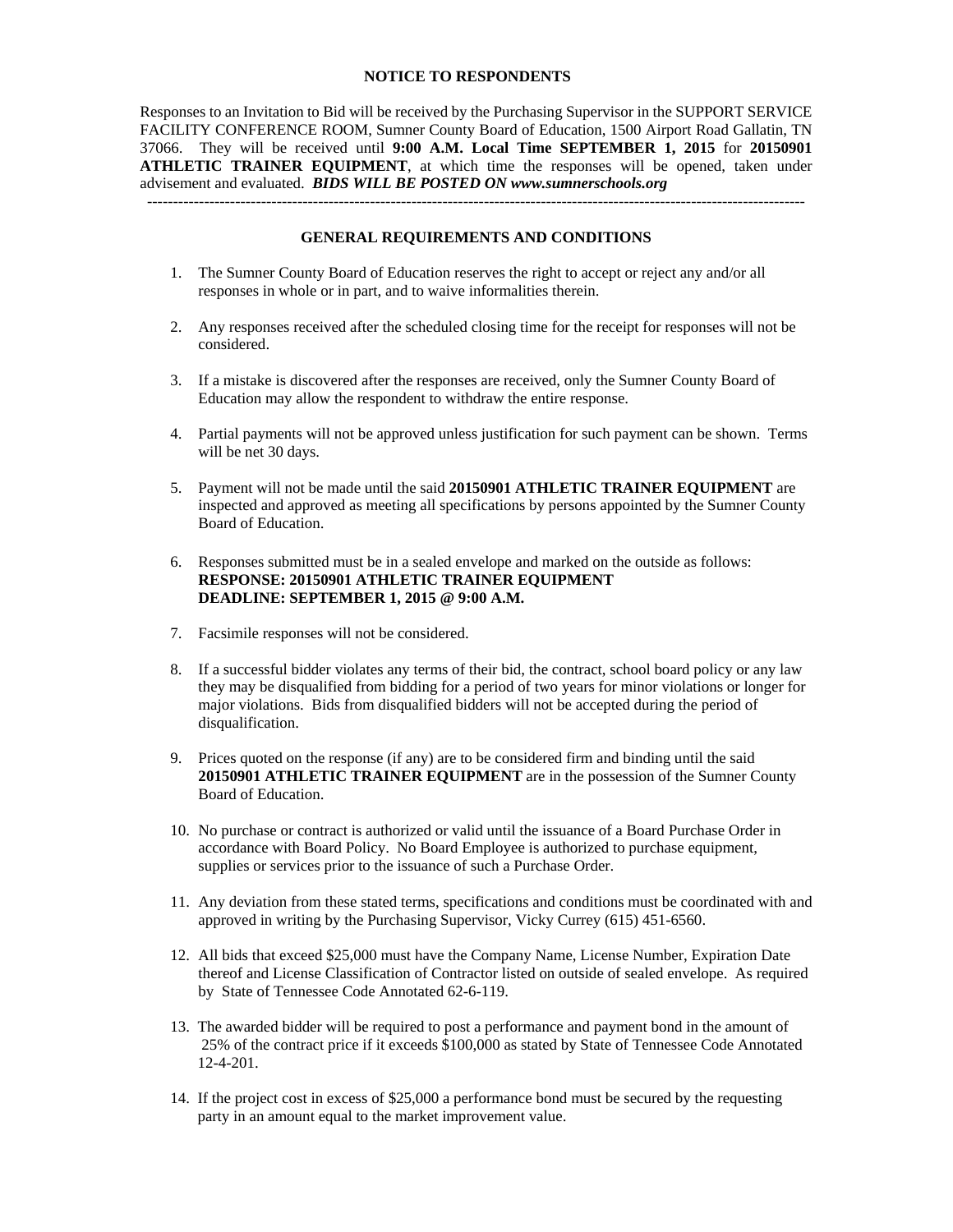## NOTICE TO RESPONDENTS

Responses to an Invitation to Bid will be received by the Purchasing Supervisor in the SUPPORT SERVICE FACILITY CONFERENCE ROOM, Sumner County Board of Education, 1500 Airport Road Gallatin, TN 37066. They will be received until **9:00 A.M. Local Time SEPTEMBER 1, 2015** for **20150901 ATHLETIC TRAINER EQUIPMENT**, at which time the responses will be opened, taken under advisement and evaluated. ***BIDS WILL BE POSTED ON www.sumnerschools.org***

---

## GENERAL REQUIREMENTS AND CONDITIONS

1. The Sumner County Board of Education reserves the right to accept or reject any and/or all responses in whole or in part, and to waive informalities therein.

2. Any responses received after the scheduled closing time for the receipt for responses will not be considered.

3. If a mistake is discovered after the responses are received, only the Sumner County Board of Education may allow the respondent to withdraw the entire response.

4. Partial payments will not be approved unless justification for such payment can be shown. Terms will be net 30 days.

5. Payment will not be made until the said **20150901 ATHLETIC TRAINER EQUIPMENT** are inspected and approved as meeting all specifications by persons appointed by the Sumner County Board of Education.

6. Responses submitted must be in a sealed envelope and marked on the outside as follows:
   **RESPONSE: 20150901 ATHLETIC TRAINER EQUIPMENT**
   **DEADLINE: SEPTEMBER 1, 2015 @ 9:00 A.M.**

7. Facsimile responses will not be considered.

8. If a successful bidder violates any terms of their bid, the contract, school board policy or any law they may be disqualified from bidding for a period of two years for minor violations or longer for major violations. Bids from disqualified bidders will not be accepted during the period of disqualification.

9. Prices quoted on the response (if any) are to be considered firm and binding until the said **20150901 ATHLETIC TRAINER EQUIPMENT** are in the possession of the Sumner County Board of Education.

10. No purchase or contract is authorized or valid until the issuance of a Board Purchase Order in accordance with Board Policy. No Board Employee is authorized to purchase equipment, supplies or services prior to the issuance of such a Purchase Order.

11. Any deviation from these stated terms, specifications and conditions must be coordinated with and approved in writing by the Purchasing Supervisor, Vicky Currey (615) 451-6560.

12. All bids that exceed $25,000 must have the Company Name, License Number, Expiration Date thereof and License Classification of Contractor listed on outside of sealed envelope. As required by State of Tennessee Code Annotated 62-6-119.

13. The awarded bidder will be required to post a performance and payment bond in the amount of 25% of the contract price if it exceeds $100,000 as stated by State of Tennessee Code Annotated 12-4-201.

14. If the project cost in excess of $25,000 a performance bond must be secured by the requesting party in an amount equal to the market improvement value.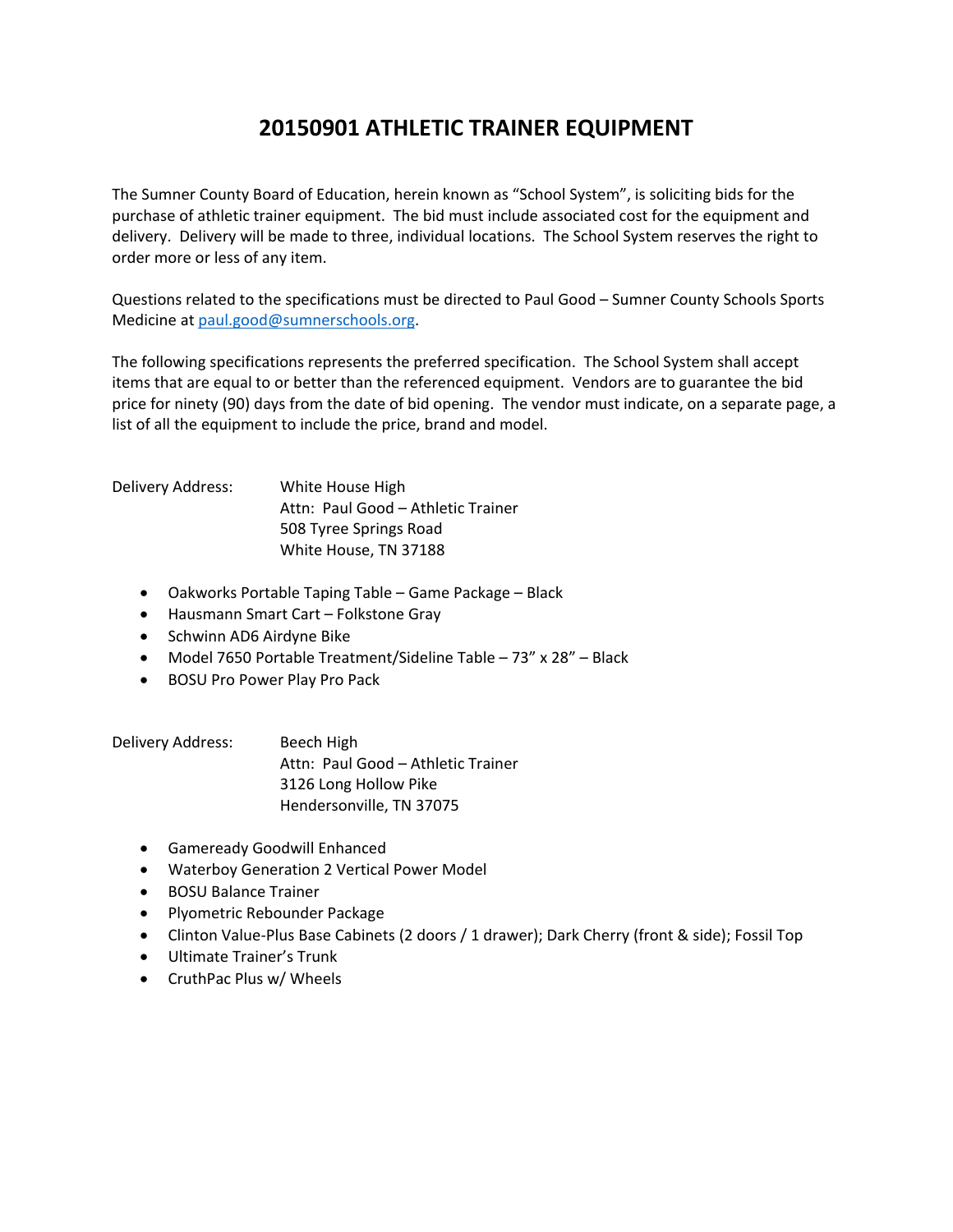# 20150901 ATHLETIC TRAINER EQUIPMENT

The Sumner County Board of Education, herein known as "School System", is soliciting bids for the purchase of athletic trainer equipment. The bid must include associated cost for the equipment and delivery. Delivery will be made to three, individual locations. The School System reserves the right to order more or less of any item.

Questions related to the specifications must be directed to Paul Good – Sumner County Schools Sports Medicine at paul.good@sumnerschools.org.

The following specifications represents the preferred specification. The School System shall accept items that are equal to or better than the referenced equipment. Vendors are to guarantee the bid price for ninety (90) days from the date of bid opening. The vendor must indicate, on a separate page, a list of all the equipment to include the price, brand and model.

Delivery Address: White House High
Attn: Paul Good – Athletic Trainer
508 Tyree Springs Road
White House, TN 37188

- Oakworks Portable Taping Table – Game Package – Black
- Hausmann Smart Cart – Folkstone Gray
- Schwinn AD6 Airdyne Bike
- Model 7650 Portable Treatment/Sideline Table – 73" x 28" – Black
- BOSU Pro Power Play Pro Pack

Delivery Address: Beech High
Attn: Paul Good – Athletic Trainer
3126 Long Hollow Pike
Hendersonville, TN 37075

- Gameready Goodwill Enhanced
- Waterboy Generation 2 Vertical Power Model
- BOSU Balance Trainer
- Plyometric Rebounder Package
- Clinton Value-Plus Base Cabinets (2 doors / 1 drawer); Dark Cherry (front & side); Fossil Top
- Ultimate Trainer's Trunk
- CruthPac Plus w/ Wheels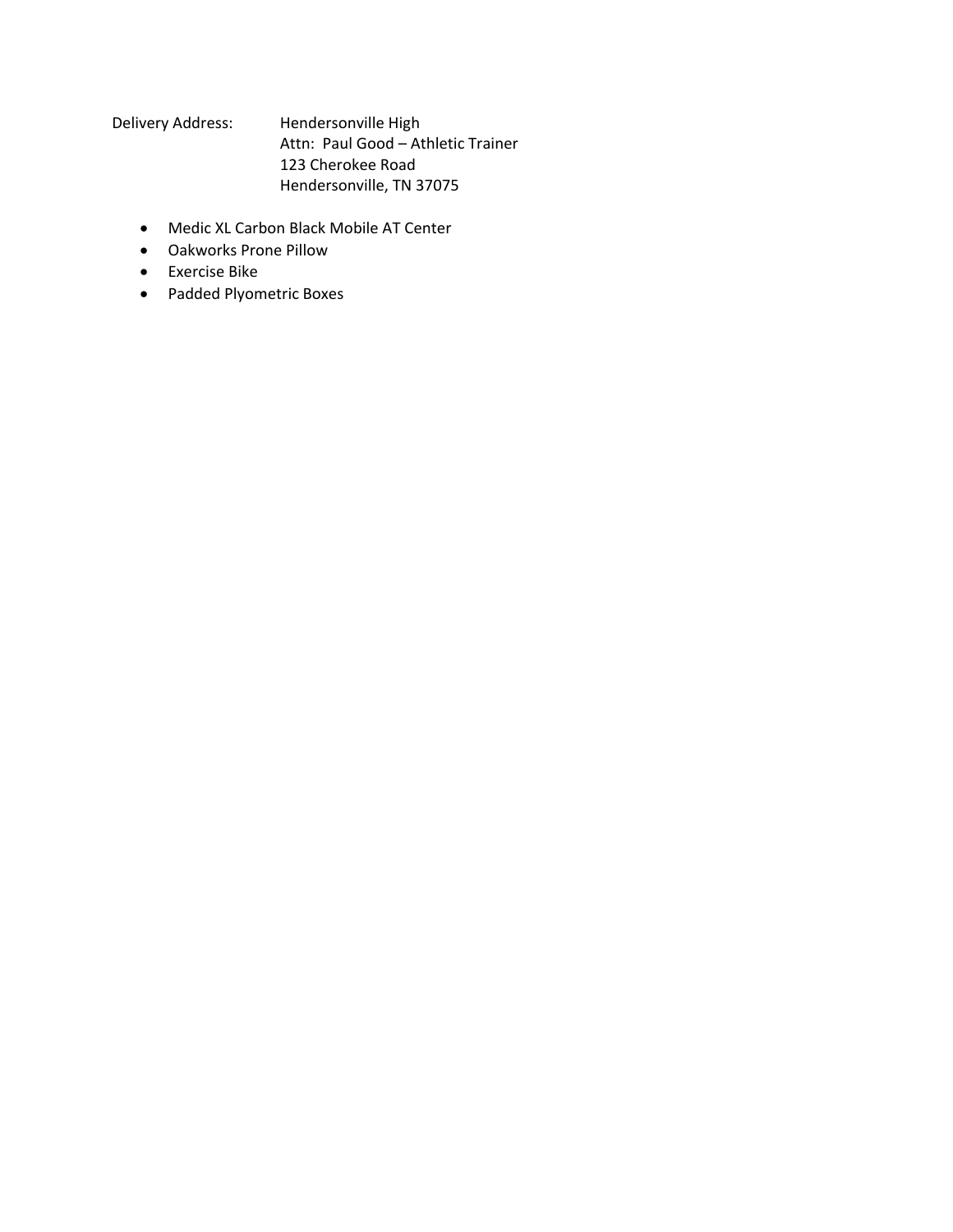Delivery Address: Hendersonville High  
Attn: Paul Good – Athletic Trainer  
123 Cherokee Road  
Hendersonville, TN 37075

- Medic XL Carbon Black Mobile AT Center
- Oakworks Prone Pillow
- Exercise Bike
- Padded Plyometric Boxes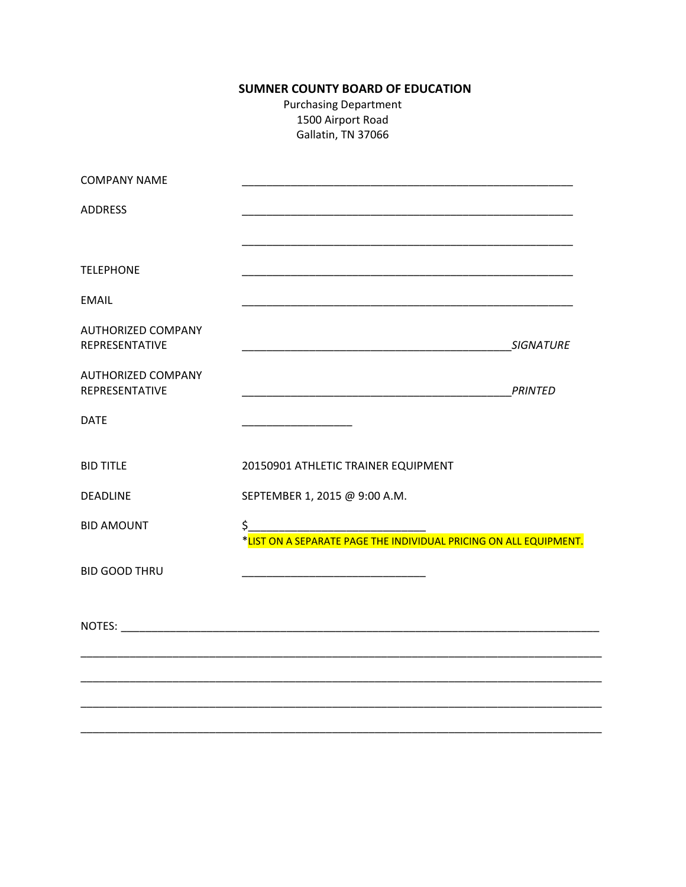**SUMNER COUNTY BOARD OF EDUCATION**

Purchasing Department
1500 Airport Road
Gallatin, TN 37066

| | |
|---|---|
| COMPANY NAME | ______________________________________________________ |
| ADDRESS | ______________________________________________________ |
| | ______________________________________________________ |
| TELEPHONE | ______________________________________________________ |
| EMAIL | ______________________________________________________ |
| AUTHORIZED COMPANY REPRESENTATIVE | ____________________________________________ *SIGNATURE* |
| AUTHORIZED COMPANY REPRESENTATIVE | ____________________________________________ *PRINTED* |
| DATE | __________________ |
| BID TITLE | 20150901 ATHLETIC TRAINER EQUIPMENT |
| DEADLINE | SEPTEMBER 1, 2015 @ 9:00 A.M. |
| BID AMOUNT | $_____________________________ <br> *LIST ON A SEPARATE PAGE THE INDIVIDUAL PRICING ON ALL EQUIPMENT. |
| BID GOOD THRU | ______________________________ |

NOTES: ______________________________________________________________________________

_____________________________________________________________________________________

_____________________________________________________________________________________

_____________________________________________________________________________________

_____________________________________________________________________________________